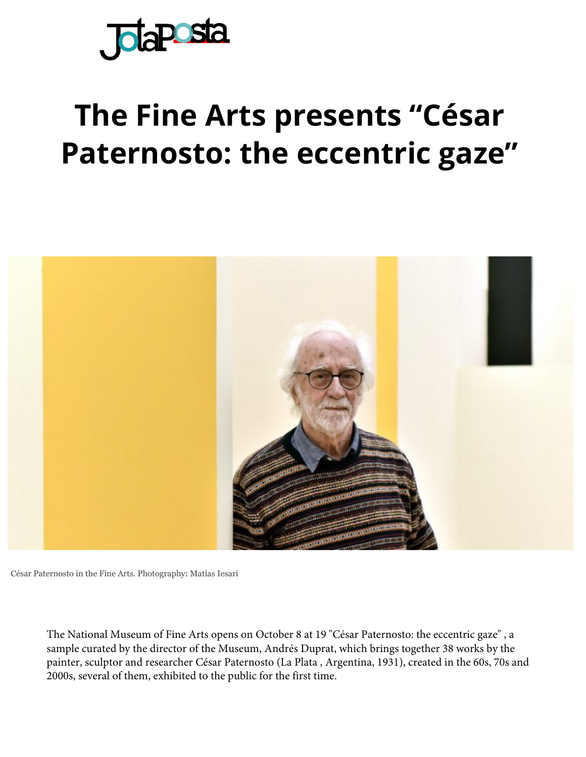# The Fine Arts presents "César Paternosto: the eccentric gaze"

César Paternosto in the Fine Arts. Photography: Matías Iesari

The National Museum of Fine Arts opens on October 8 at 19 "César Paternosto: the eccentric gaze" , a sample curated by the director of the Museum, Andrés Duprat, which brings together 38 works by the painter, sculptor and researcher César Paternosto (La Plata , Argentina, 1931), created in the 60s, 70s and 2000s, several of them, exhibited to the public for the first time.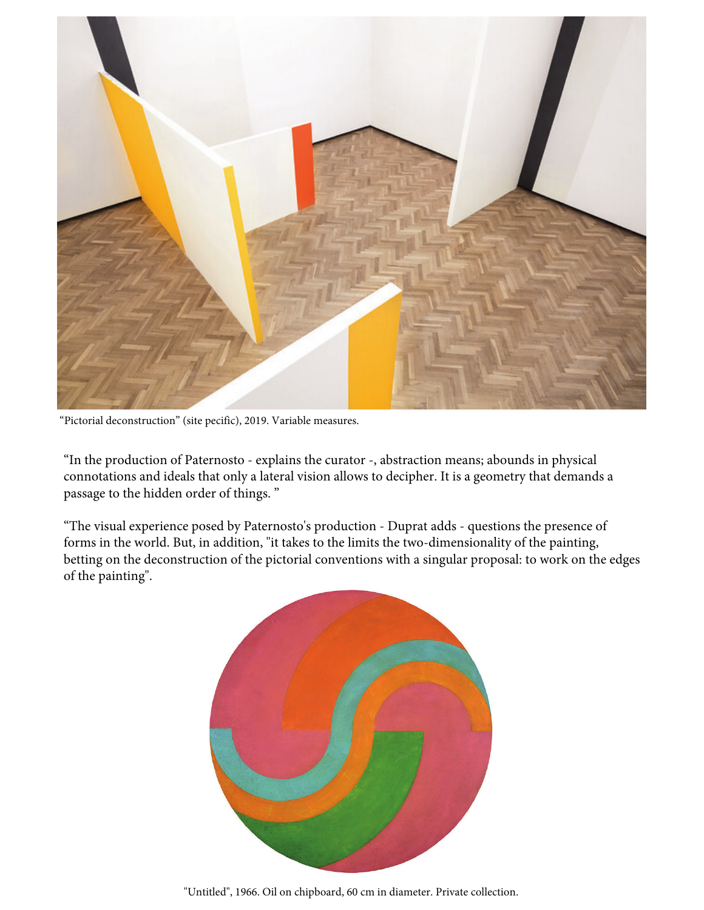“Pictorial deconstruction” (site pecific), 2019. Variable measures.

“In the production of Paternosto - explains the curator -, abstraction means; abounds in physical connotations and ideals that only a lateral vision allows to decipher. It is a geometry that demands a passage to the hidden order of things. ”

“The visual experience posed by Paternosto's production - Duprat adds - questions the presence of forms in the world. But, in addition, "it takes to the limits the two-dimensionality of the painting, betting on the deconstruction of the pictorial conventions with a singular proposal: to work on the edges of the painting".

"Untitled", 1966. Oil on chipboard, 60 cm in diameter. Private collection.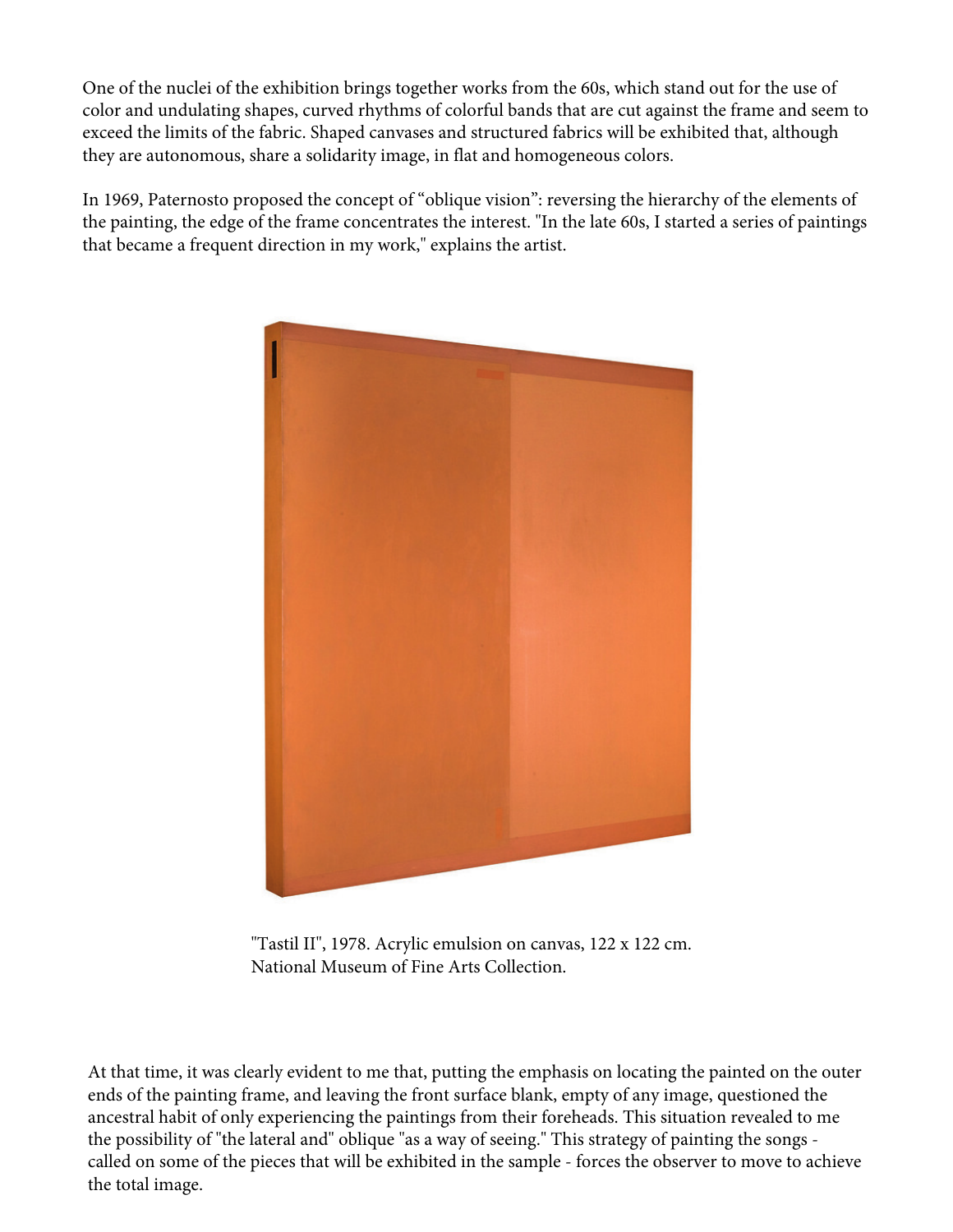One of the nuclei of the exhibition brings together works from the 60s, which stand out for the use of color and undulating shapes, curved rhythms of colorful bands that are cut against the frame and seem to exceed the limits of the fabric. Shaped canvases and structured fabrics will be exhibited that, although they are autonomous, share a solidarity image, in flat and homogeneous colors.

In 1969, Paternosto proposed the concept of “oblique vision”: reversing the hierarchy of the elements of the painting, the edge of the frame concentrates the interest. "In the late 60s, I started a series of paintings that became a frequent direction in my work," explains the artist.

"Tastil II", 1978. Acrylic emulsion on canvas, 122 x 122 cm.
National Museum of Fine Arts Collection.

At that time, it was clearly evident to me that, putting the emphasis on locating the painted on the outer ends of the painting frame, and leaving the front surface blank, empty of any image, questioned the ancestral habit of only experiencing the paintings from their foreheads. This situation revealed to me the possibility of "the lateral and" oblique "as a way of seeing." This strategy of painting the songs - called on some of the pieces that will be exhibited in the sample - forces the observer to move to achieve the total image.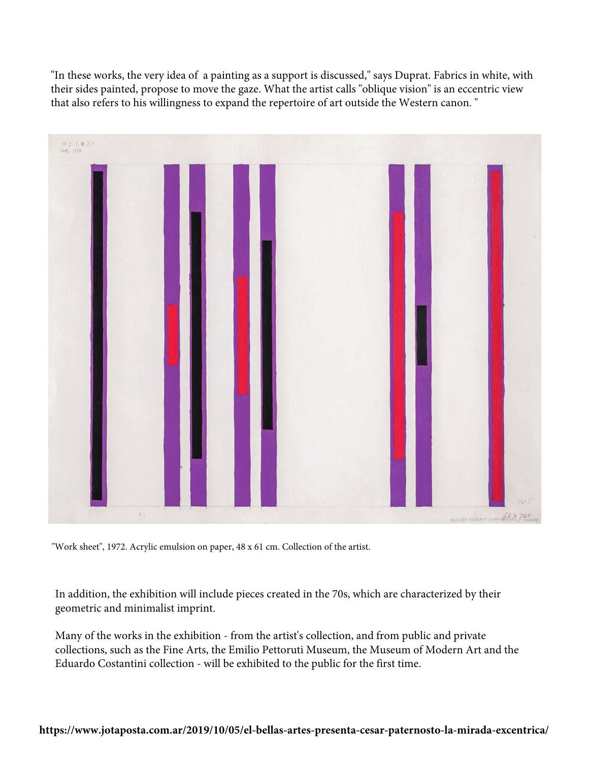"In these works, the very idea of  a painting as a support is discussed," says Duprat. Fabrics in white, with their sides painted, propose to move the gaze. What the artist calls "oblique vision" is an eccentric view that also refers to his willingness to expand the repertoire of art outside the Western canon. "

"Work sheet", 1972. Acrylic emulsion on paper, 48 x 61 cm. Collection of the artist.

In addition, the exhibition will include pieces created in the 70s, which are characterized by their geometric and minimalist imprint.

Many of the works in the exhibition - from the artist's collection, and from public and private collections, such as the Fine Arts, the Emilio Pettoruti Museum, the Museum of Modern Art and the Eduardo Costantini collection - will be exhibited to the public for the first time.

**https://www.jotaposta.com.ar/2019/10/05/el-bellas-artes-presenta-cesar-paternosto-la-mirada-excentrica/**